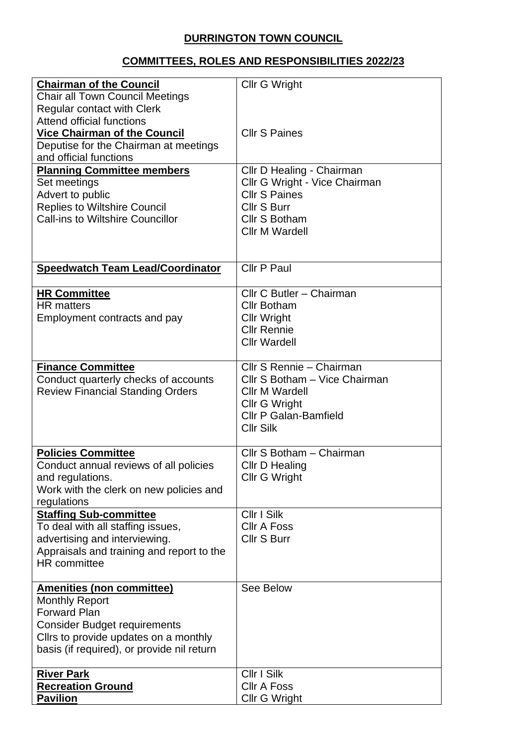# DURRINGTON TOWN COUNCIL

## COMMITTEES, ROLES AND RESPONSIBILITIES 2022/23

| | |
|---|---|
| **Chairman of the Council**<br>Chair all Town Council Meetings<br>Regular contact with Clerk<br>Attend official functions<br>**Vice Chairman of the Council**<br>Deputise for the Chairman at meetings and official functions | Cllr G Wright<br><br><br><br>Cllr S Paines |
| **Planning Committee members**<br>Set meetings<br>Advert to public<br>Replies to Wiltshire Council<br>Call-ins to Wiltshire Councillor | Cllr D Healing - Chairman<br>Cllr G Wright - Vice Chairman<br>Cllr S Paines<br>Cllr S Burr<br>Cllr S Botham<br>Cllr M Wardell |
| **Speedwatch Team Lead/Coordinator** | Cllr P Paul |
| **HR Committee**<br>HR matters<br>Employment contracts and pay | Cllr C Butler – Chairman<br>Cllr Botham<br>Cllr Wright<br>Cllr Rennie<br>Cllr Wardell |
| **Finance Committee**<br>Conduct quarterly checks of accounts<br>Review Financial Standing Orders | Cllr S Rennie – Chairman<br>Cllr S Botham – Vice Chairman<br>Cllr M Wardell<br>Cllr G Wright<br>Cllr P Galan-Bamfield<br>Cllr Silk |
| **Policies Committee**<br>Conduct annual reviews of all policies and regulations.<br>Work with the clerk on new policies and regulations | Cllr S Botham – Chairman<br>Cllr D Healing<br>Cllr G Wright |
| **Staffing Sub-committee**<br>To deal with all staffing issues, advertising and interviewing.<br>Appraisals and training and report to the HR committee | Cllr I Silk<br>Cllr A Foss<br>Cllr S Burr |
| **Amenities (non committee)**<br>Monthly Report<br>Forward Plan<br>Consider Budget requirements<br>Cllrs to provide updates on a monthly basis (if required), or provide nil return | See Below |
| **River Park**<br>**Recreation Ground**<br>**Pavilion** | Cllr I Silk<br>Cllr A Foss<br>Cllr G Wright |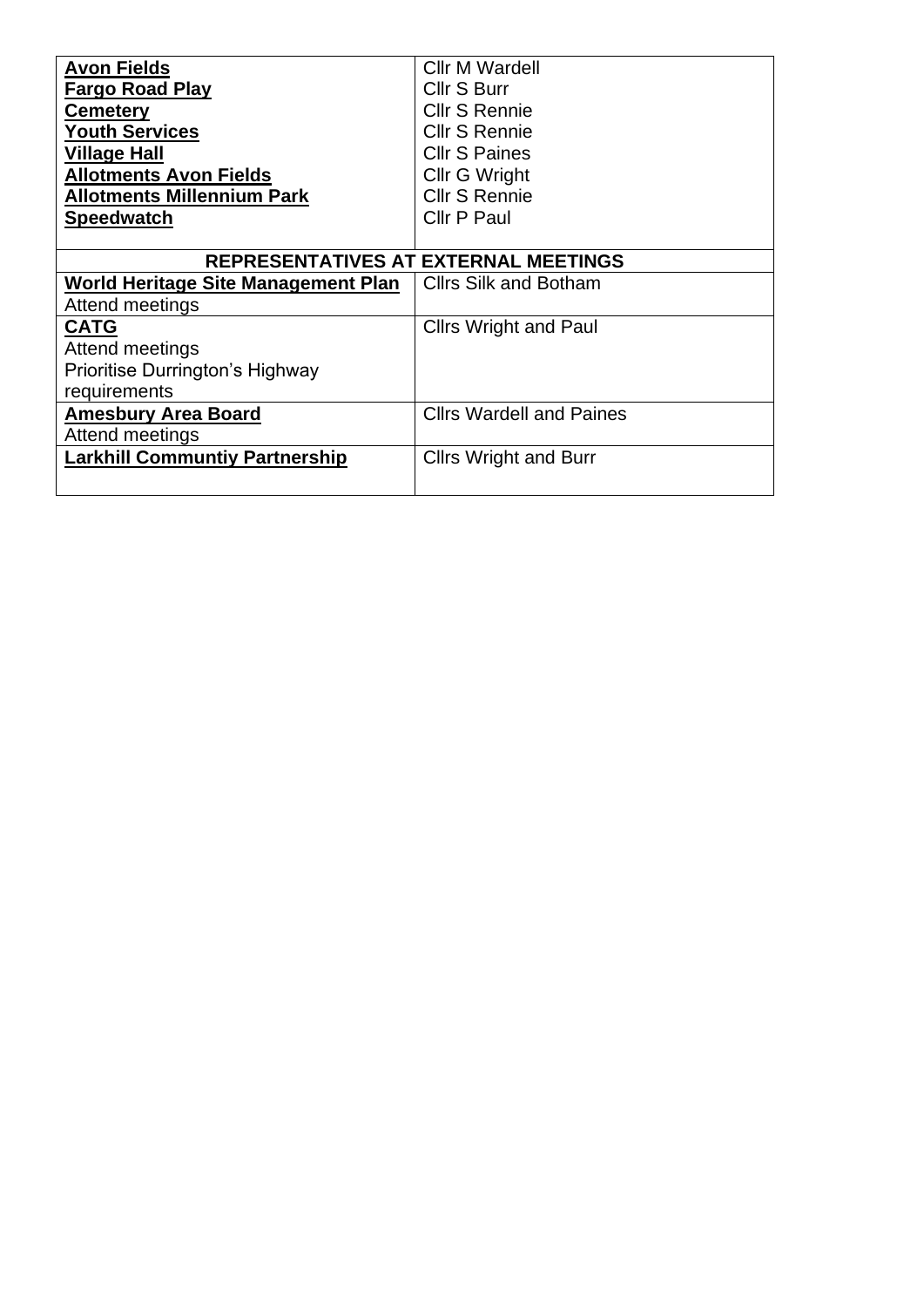| | |
|---|---|
| **Avon Fields** | Cllr M Wardell |
| **Fargo Road Play** | Cllr S Burr |
| **Cemetery** | Cllr S Rennie |
| **Youth Services** | Cllr S Rennie |
| **Village Hall** | Cllr S Paines |
| **Allotments Avon Fields** | Cllr G Wright |
| **Allotments Millennium Park** | Cllr S Rennie |
| **Speedwatch** | Cllr P Paul |
| **REPRESENTATIVES AT EXTERNAL MEETINGS** | |
| **World Heritage Site Management Plan**<br>Attend meetings | Cllrs Silk and Botham |
| **CATG**<br>Attend meetings<br>Prioritise Durrington's Highway requirements | Cllrs Wright and Paul |
| **Amesbury Area Board**<br>Attend meetings | Cllrs Wardell and Paines |
| **Larkhill Communtiy Partnership** | Cllrs Wright and Burr |